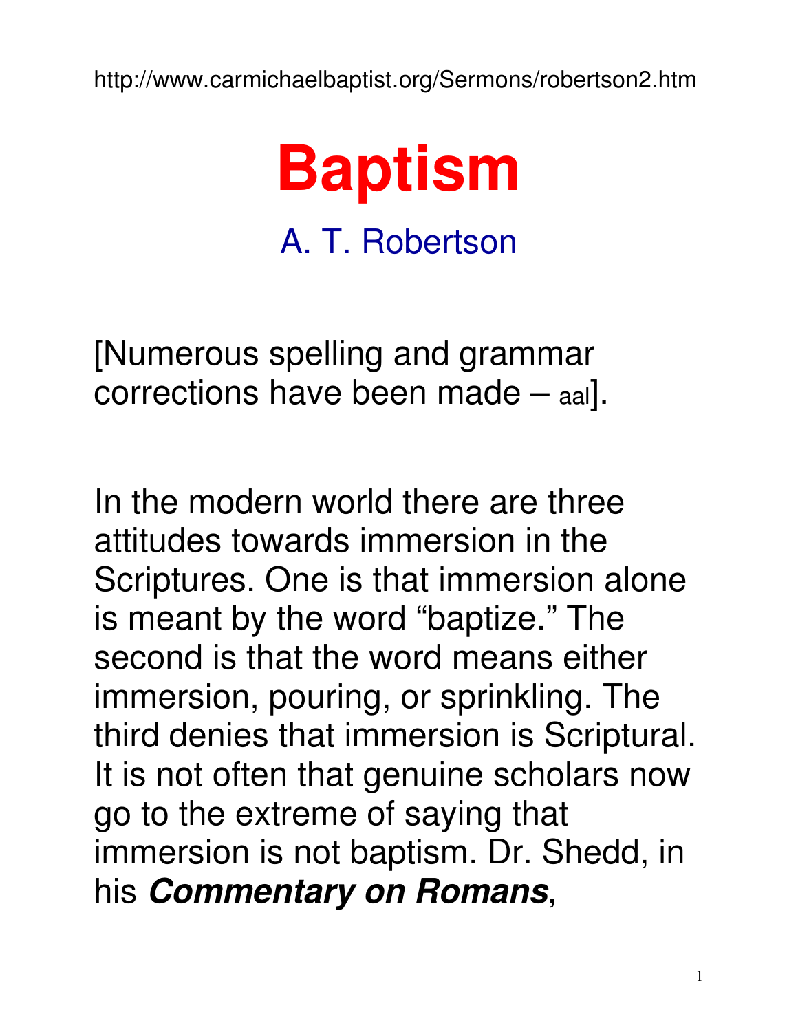http://www.carmichaelbaptist.org/Sermons/robertson2.htm

# Baptism

A. T. Robertson

[Numerous spelling and grammar corrections have been made – aal].

In the modern world there are three attitudes towards immersion in the Scriptures. One is that immersion alone is meant by the word "baptize." The second is that the word means either immersion, pouring, or sprinkling. The third denies that immersion is Scriptural. It is not often that genuine scholars now go to the extreme of saying that immersion is not baptism. Dr. Shedd, in his ***Commentary on Romans***,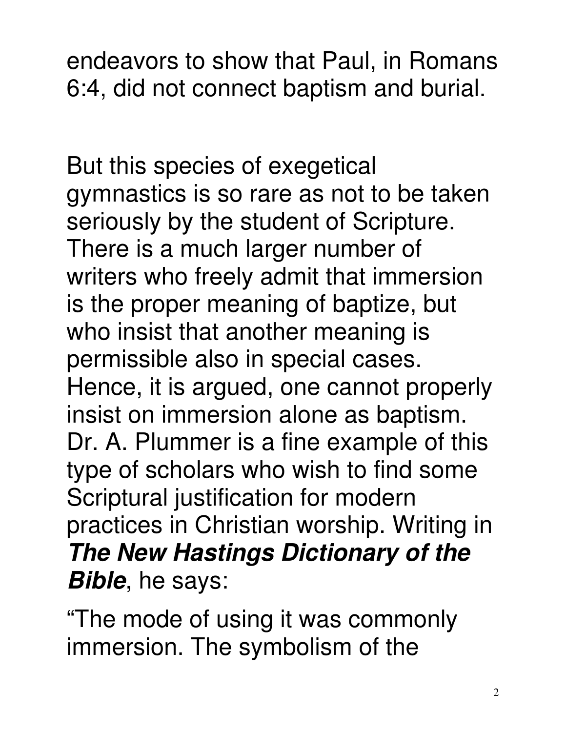endeavors to show that Paul, in Romans 6:4, did not connect baptism and burial.

But this species of exegetical gymnastics is so rare as not to be taken seriously by the student of Scripture. There is a much larger number of writers who freely admit that immersion is the proper meaning of baptize, but who insist that another meaning is permissible also in special cases. Hence, it is argued, one cannot properly insist on immersion alone as baptism. Dr. A. Plummer is a fine example of this type of scholars who wish to find some Scriptural justification for modern practices in Christian worship. Writing in ***The New Hastings Dictionary of the Bible***, he says:

"The mode of using it was commonly immersion. The symbolism of the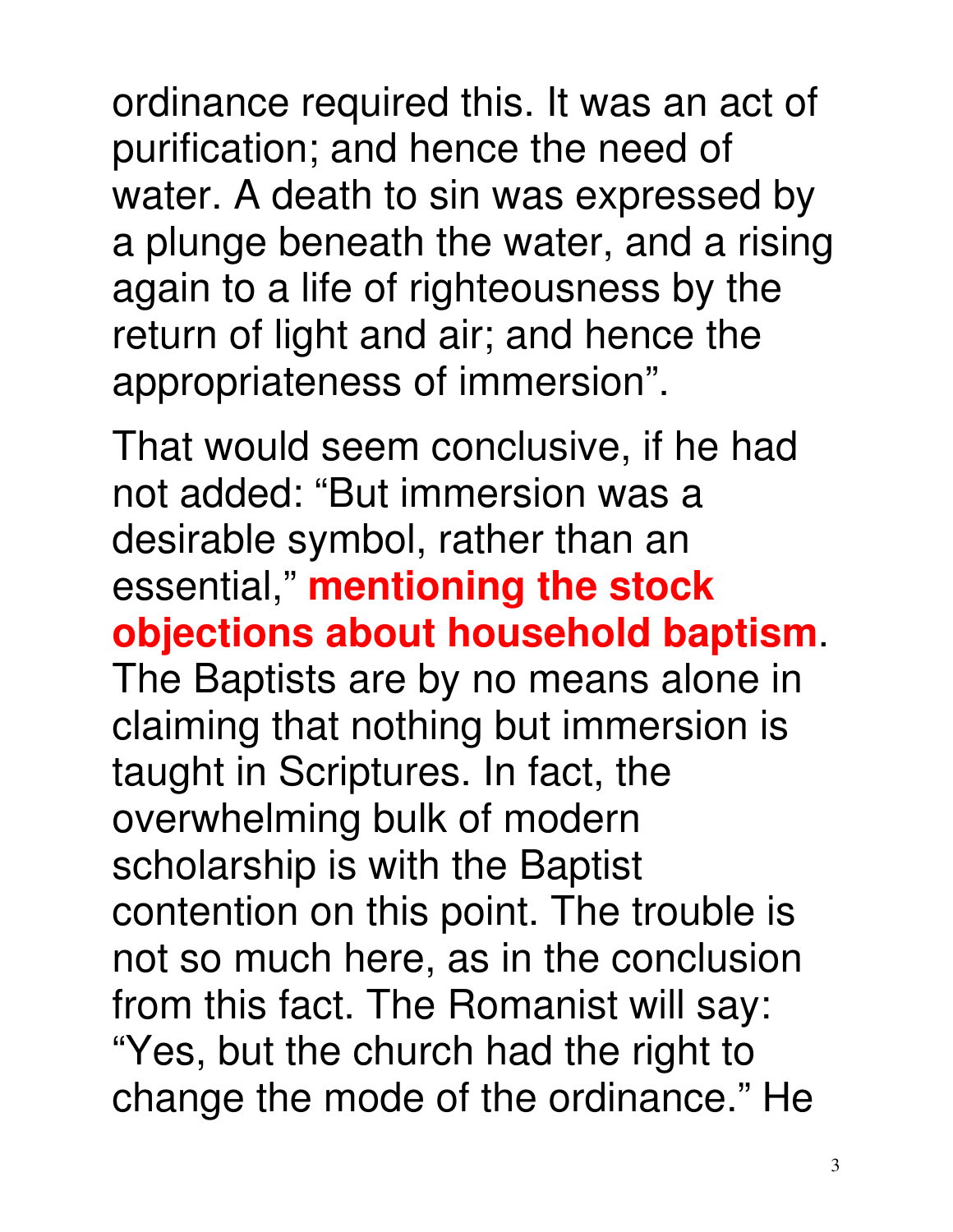ordinance required this. It was an act of purification; and hence the need of water. A death to sin was expressed by a plunge beneath the water, and a rising again to a life of righteousness by the return of light and air; and hence the appropriateness of immersion".

That would seem conclusive, if he had not added: "But immersion was a desirable symbol, rather than an essential," **mentioning the stock objections about household baptism**. The Baptists are by no means alone in claiming that nothing but immersion is taught in Scriptures. In fact, the overwhelming bulk of modern scholarship is with the Baptist contention on this point. The trouble is not so much here, as in the conclusion from this fact. The Romanist will say: "Yes, but the church had the right to change the mode of the ordinance." He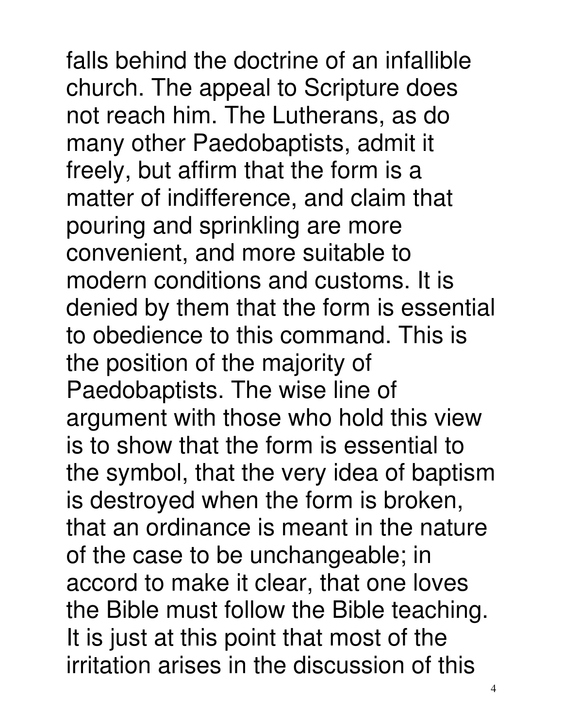falls behind the doctrine of an infallible church. The appeal to Scripture does not reach him. The Lutherans, as do many other Paedobaptists, admit it freely, but affirm that the form is a matter of indifference, and claim that pouring and sprinkling are more convenient, and more suitable to modern conditions and customs. It is denied by them that the form is essential to obedience to this command. This is the position of the majority of Paedobaptists. The wise line of argument with those who hold this view is to show that the form is essential to the symbol, that the very idea of baptism is destroyed when the form is broken, that an ordinance is meant in the nature of the case to be unchangeable; in accord to make it clear, that one loves the Bible must follow the Bible teaching. It is just at this point that most of the irritation arises in the discussion of this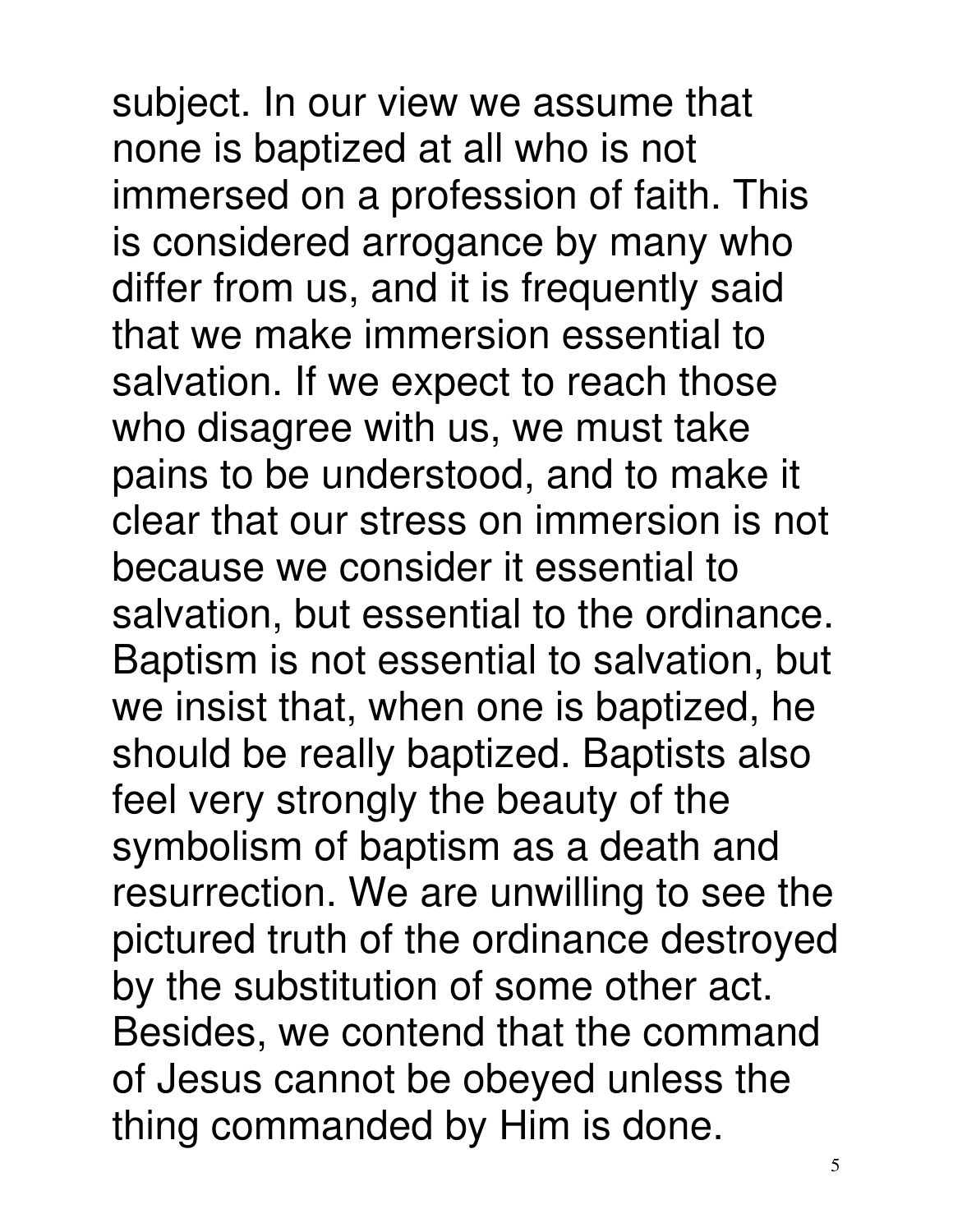subject. In our view we assume that none is baptized at all who is not immersed on a profession of faith. This is considered arrogance by many who differ from us, and it is frequently said that we make immersion essential to salvation. If we expect to reach those who disagree with us, we must take pains to be understood, and to make it clear that our stress on immersion is not because we consider it essential to salvation, but essential to the ordinance. Baptism is not essential to salvation, but we insist that, when one is baptized, he should be really baptized. Baptists also feel very strongly the beauty of the symbolism of baptism as a death and resurrection. We are unwilling to see the pictured truth of the ordinance destroyed by the substitution of some other act. Besides, we contend that the command of Jesus cannot be obeyed unless the thing commanded by Him is done.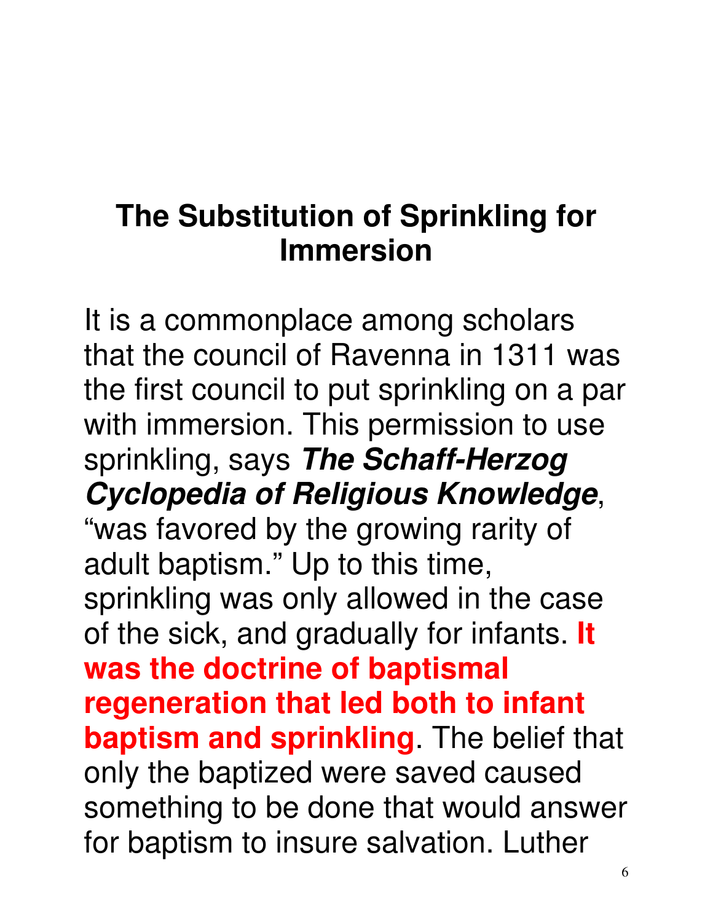## The Substitution of Sprinkling for Immersion

It is a commonplace among scholars that the council of Ravenna in 1311 was the first council to put sprinkling on a par with immersion. This permission to use sprinkling, says ***The Schaff-Herzog Cyclopedia of Religious Knowledge***, "was favored by the growing rarity of adult baptism." Up to this time, sprinkling was only allowed in the case of the sick, and gradually for infants. **It was the doctrine of baptismal regeneration that led both to infant baptism and sprinkling**. The belief that only the baptized were saved caused something to be done that would answer for baptism to insure salvation. Luther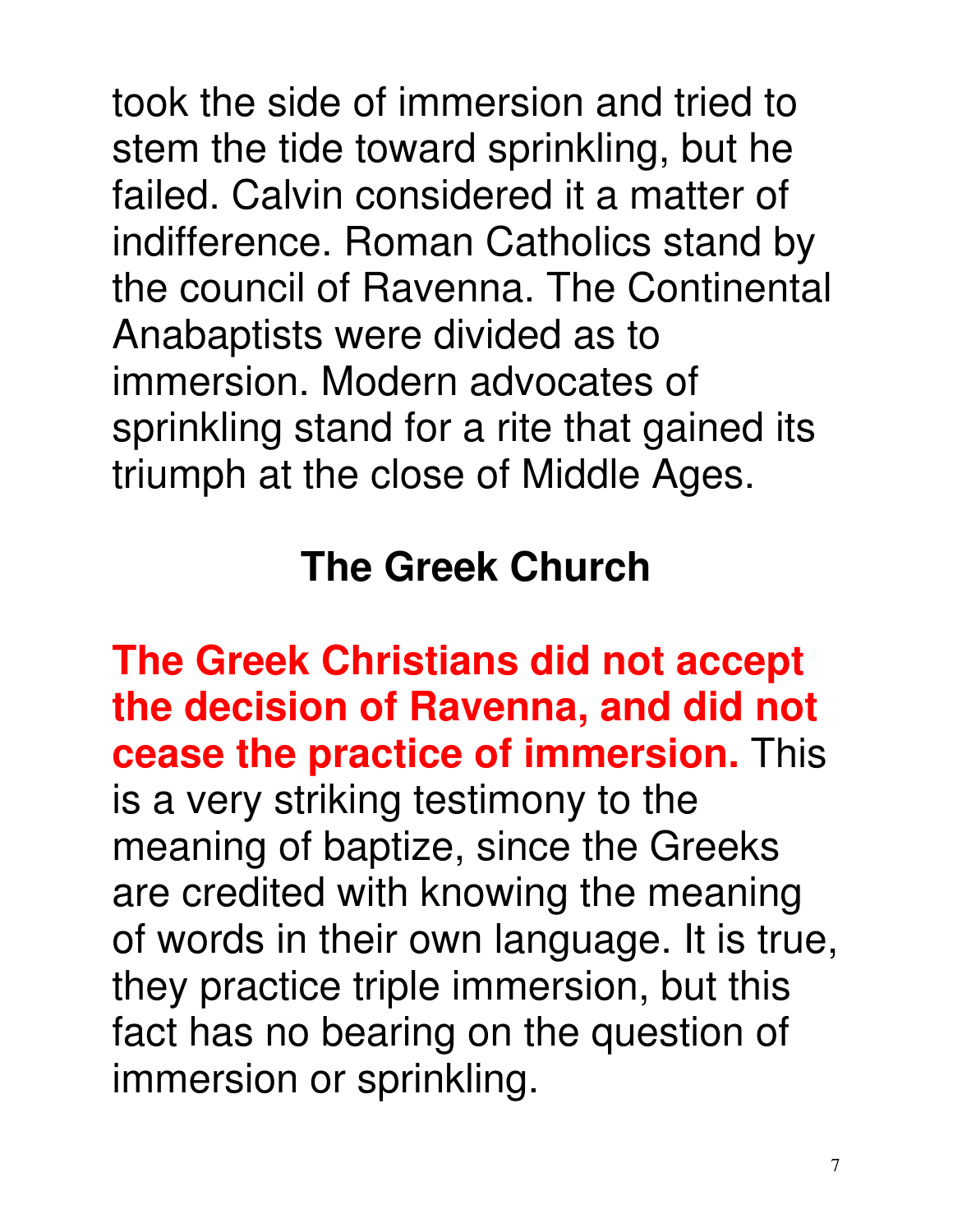took the side of immersion and tried to stem the tide toward sprinkling, but he failed. Calvin considered it a matter of indifference. Roman Catholics stand by the council of Ravenna. The Continental Anabaptists were divided as to immersion. Modern advocates of sprinkling stand for a rite that gained its triumph at the close of Middle Ages.

## The Greek Church

**The Greek Christians did not accept the decision of Ravenna, and did not cease the practice of immersion.** This is a very striking testimony to the meaning of baptize, since the Greeks are credited with knowing the meaning of words in their own language. It is true, they practice triple immersion, but this fact has no bearing on the question of immersion or sprinkling.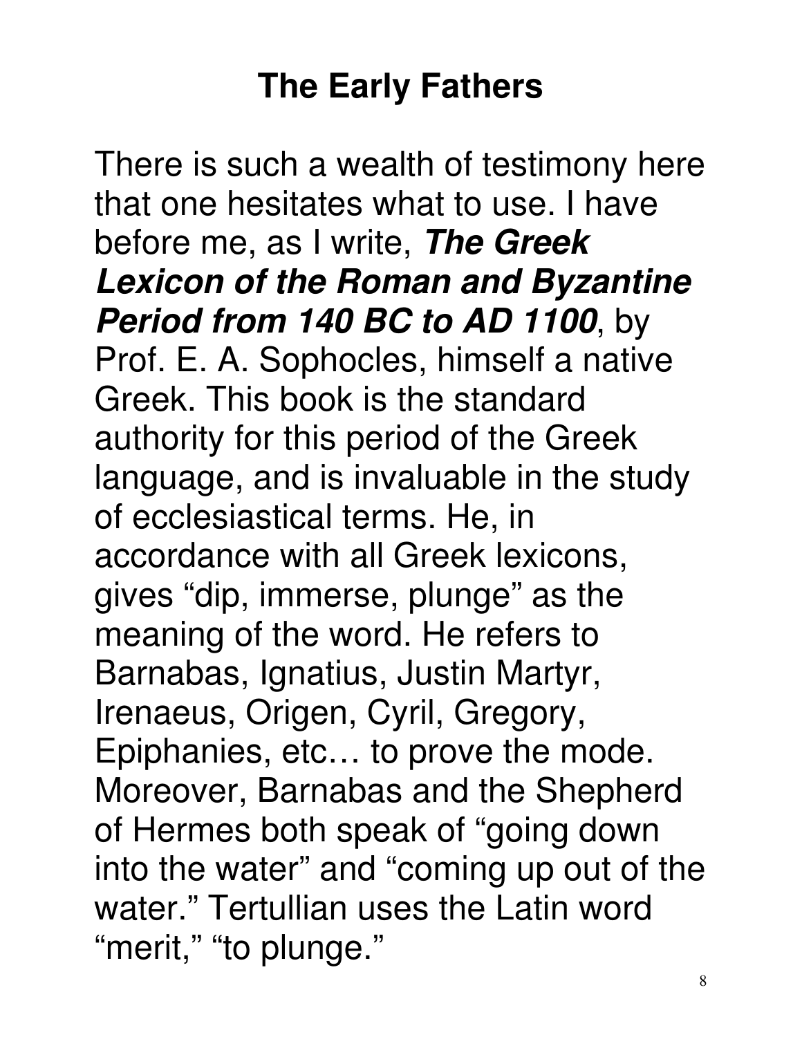# The Early Fathers

There is such a wealth of testimony here that one hesitates what to use. I have before me, as I write, ***The Greek Lexicon of the Roman and Byzantine Period from 140 BC to AD 1100***, by Prof. E. A. Sophocles, himself a native Greek. This book is the standard authority for this period of the Greek language, and is invaluable in the study of ecclesiastical terms. He, in accordance with all Greek lexicons, gives “dip, immerse, plunge” as the meaning of the word. He refers to Barnabas, Ignatius, Justin Martyr, Irenaeus, Origen, Cyril, Gregory, Epiphanies, etc… to prove the mode. Moreover, Barnabas and the Shepherd of Hermes both speak of “going down into the water” and “coming up out of the water.” Tertullian uses the Latin word “merit,” “to plunge.”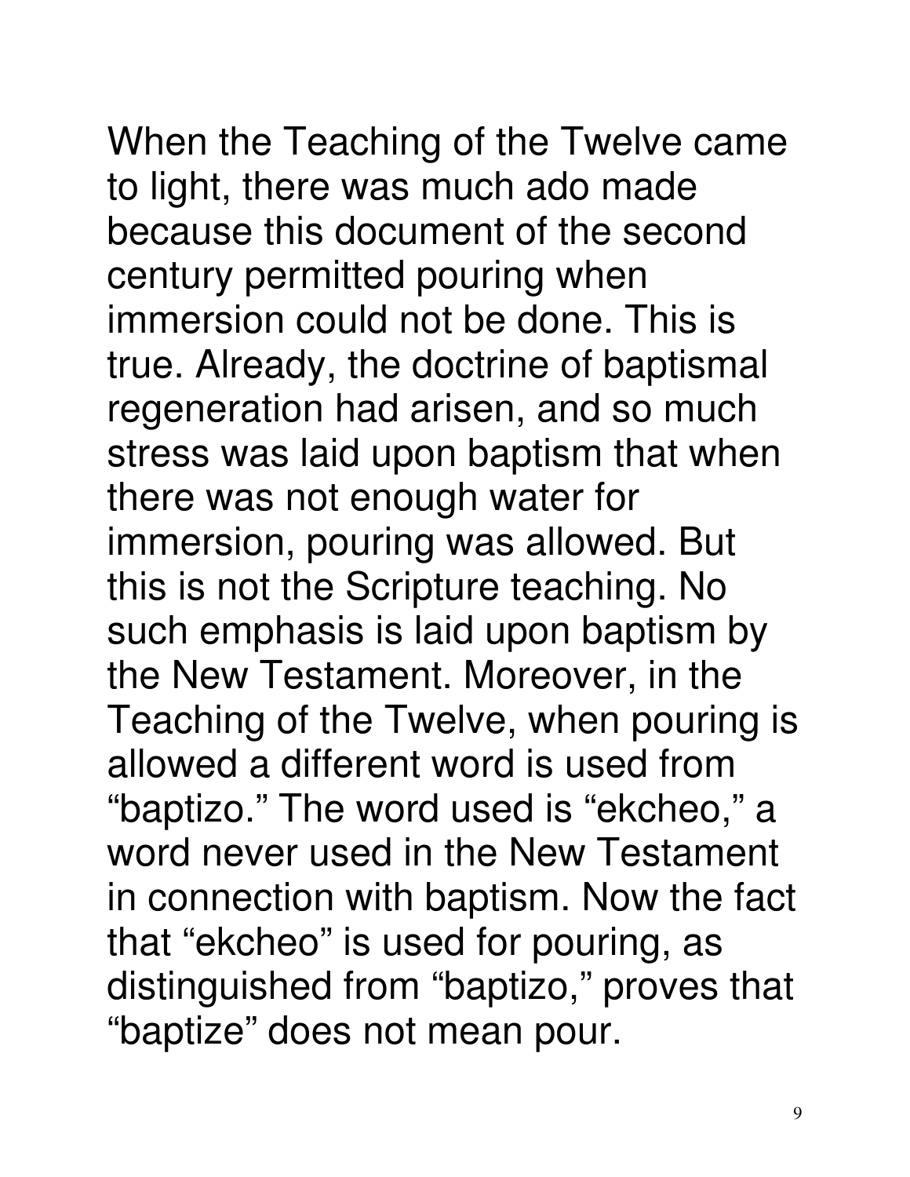When the Teaching of the Twelve came to light, there was much ado made because this document of the second century permitted pouring when immersion could not be done. This is true. Already, the doctrine of baptismal regeneration had arisen, and so much stress was laid upon baptism that when there was not enough water for immersion, pouring was allowed. But this is not the Scripture teaching. No such emphasis is laid upon baptism by the New Testament. Moreover, in the Teaching of the Twelve, when pouring is allowed a different word is used from "baptizo." The word used is "ekcheo," a word never used in the New Testament in connection with baptism. Now the fact that "ekcheo" is used for pouring, as distinguished from "baptizo," proves that "baptize" does not mean pour.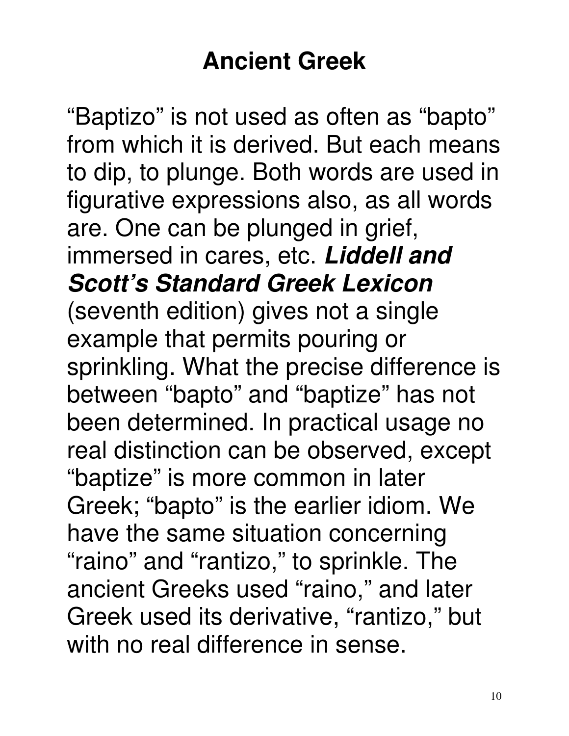# Ancient Greek

"Baptizo" is not used as often as "bapto" from which it is derived. But each means to dip, to plunge. Both words are used in figurative expressions also, as all words are. One can be plunged in grief, immersed in cares, etc. ***Liddell and Scott's Standard Greek Lexicon*** (seventh edition) gives not a single example that permits pouring or sprinkling. What the precise difference is between "bapto" and "baptize" has not been determined. In practical usage no real distinction can be observed, except "baptize" is more common in later Greek; "bapto" is the earlier idiom. We have the same situation concerning "raino" and "rantizo," to sprinkle. The ancient Greeks used "raino," and later Greek used its derivative, "rantizo," but with no real difference in sense.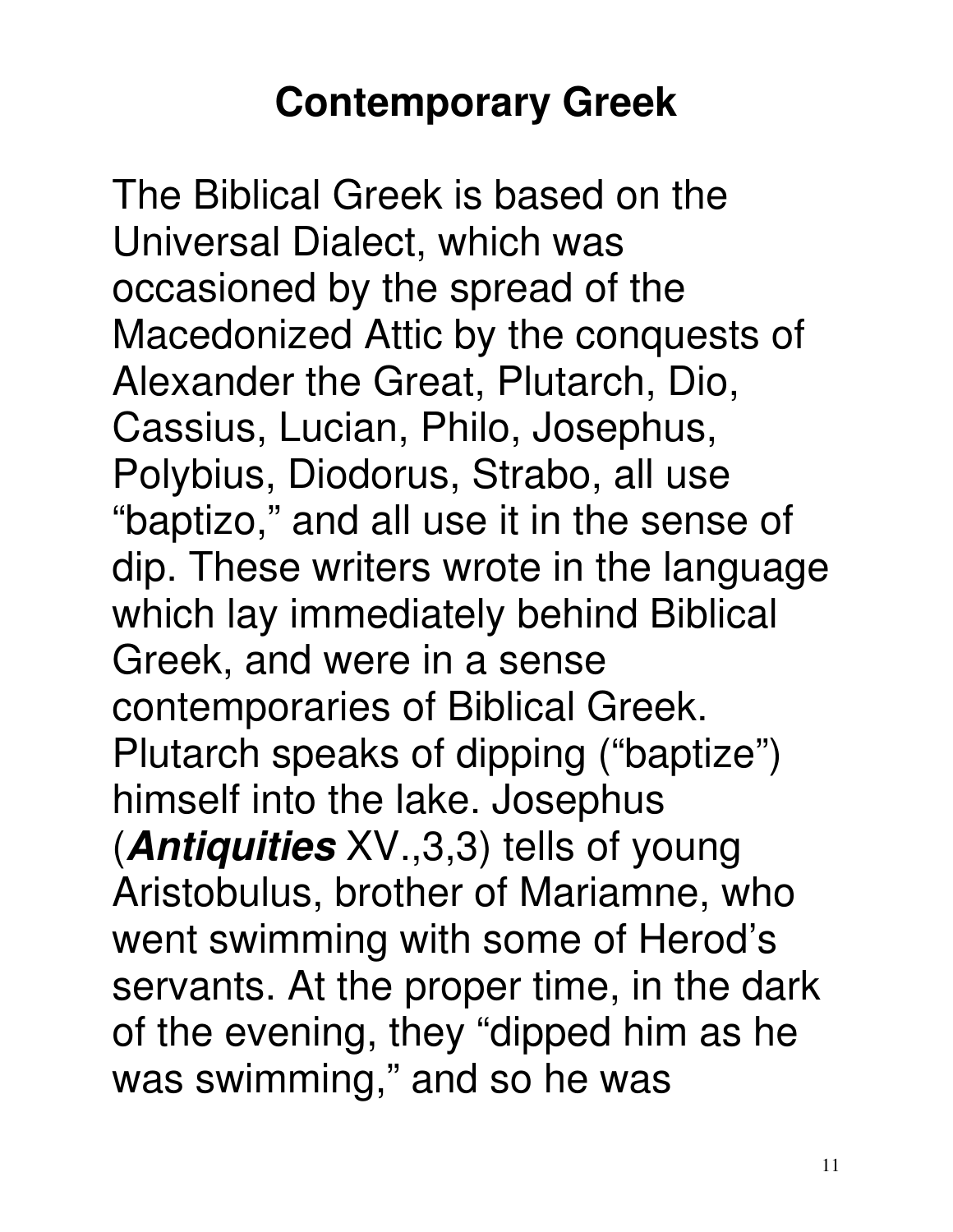# Contemporary Greek

The Biblical Greek is based on the Universal Dialect, which was occasioned by the spread of the Macedonized Attic by the conquests of Alexander the Great, Plutarch, Dio, Cassius, Lucian, Philo, Josephus, Polybius, Diodorus, Strabo, all use "baptizo," and all use it in the sense of dip. These writers wrote in the language which lay immediately behind Biblical Greek, and were in a sense contemporaries of Biblical Greek. Plutarch speaks of dipping ("baptize") himself into the lake. Josephus (***Antiquities*** XV.,3,3) tells of young Aristobulus, brother of Mariamne, who went swimming with some of Herod's servants. At the proper time, in the dark of the evening, they "dipped him as he was swimming," and so he was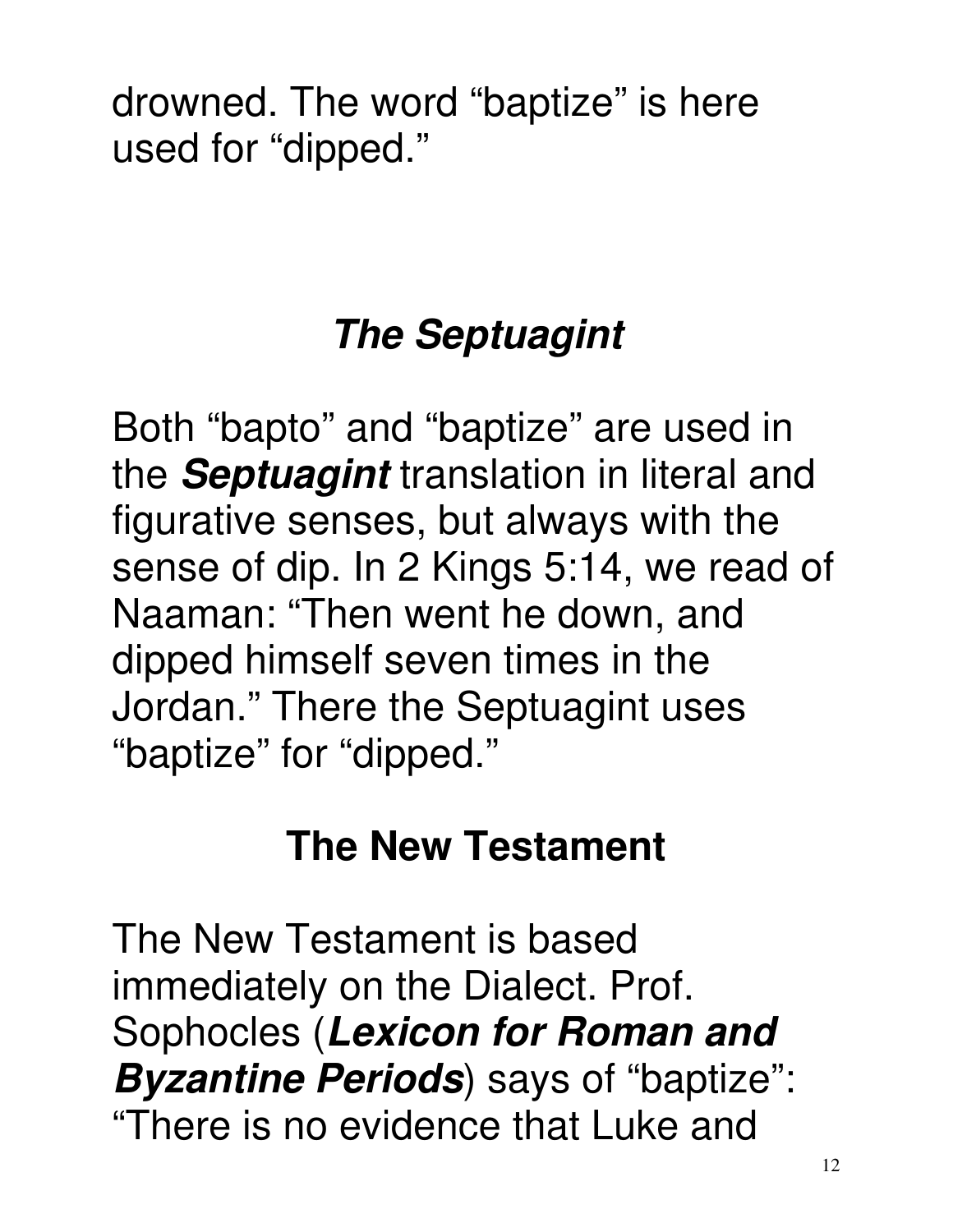drowned. The word “baptize” is here used for “dipped.”

## ***The Septuagint***

Both “bapto” and “baptize” are used in the ***Septuagint*** translation in literal and figurative senses, but always with the sense of dip. In 2 Kings 5:14, we read of Naaman: “Then went he down, and dipped himself seven times in the Jordan.” There the Septuagint uses “baptize” for “dipped.”

## **The New Testament**

The New Testament is based immediately on the Dialect. Prof. Sophocles (***Lexicon for Roman and Byzantine Periods***) says of “baptize”: “There is no evidence that Luke and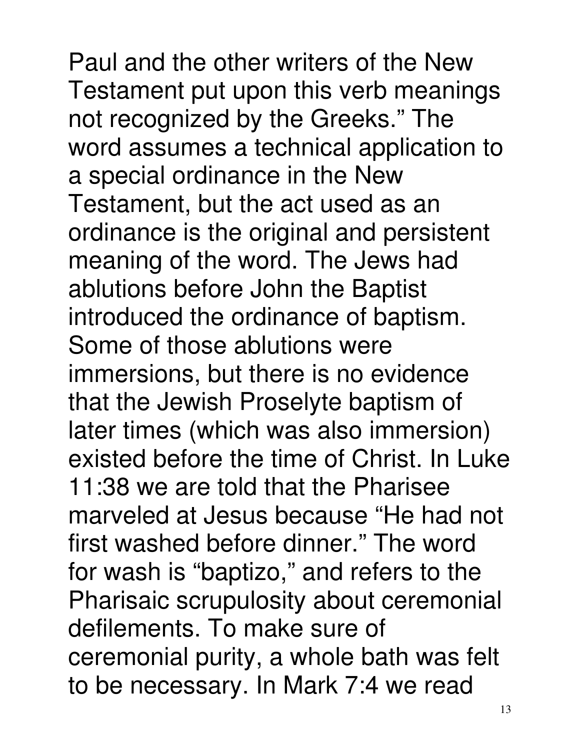Paul and the other writers of the New Testament put upon this verb meanings not recognized by the Greeks." The word assumes a technical application to a special ordinance in the New Testament, but the act used as an ordinance is the original and persistent meaning of the word. The Jews had ablutions before John the Baptist introduced the ordinance of baptism. Some of those ablutions were immersions, but there is no evidence that the Jewish Proselyte baptism of later times (which was also immersion) existed before the time of Christ. In Luke 11:38 we are told that the Pharisee marveled at Jesus because "He had not first washed before dinner." The word for wash is "baptizo," and refers to the Pharisaic scrupulosity about ceremonial defilements. To make sure of ceremonial purity, a whole bath was felt to be necessary. In Mark 7:4 we read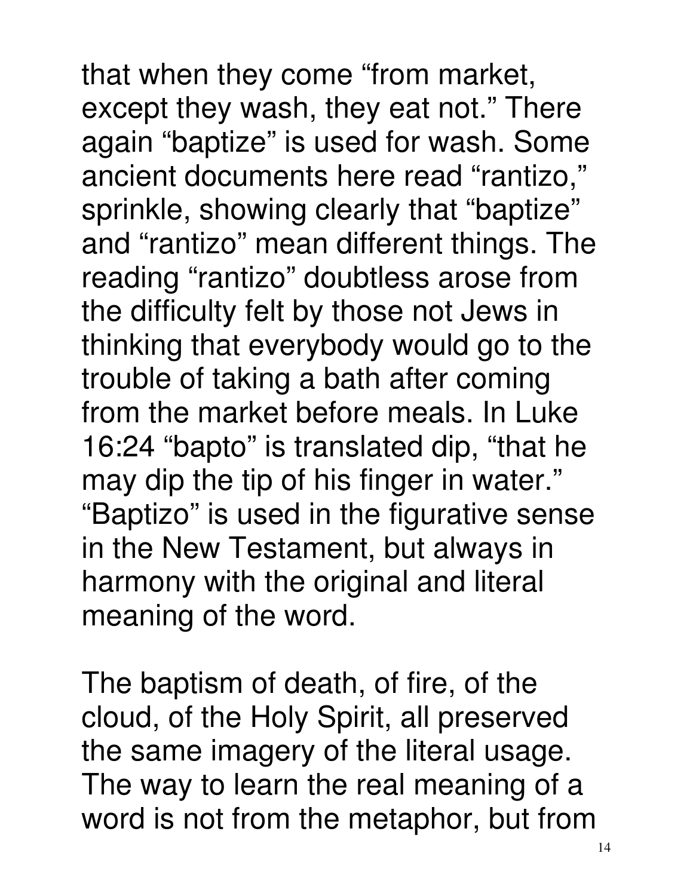that when they come "from market, except they wash, they eat not." There again "baptize" is used for wash. Some ancient documents here read "rantizo," sprinkle, showing clearly that "baptize" and "rantizo" mean different things. The reading "rantizo" doubtless arose from the difficulty felt by those not Jews in thinking that everybody would go to the trouble of taking a bath after coming from the market before meals. In Luke 16:24 "bapto" is translated dip, "that he may dip the tip of his finger in water." "Baptizo" is used in the figurative sense in the New Testament, but always in harmony with the original and literal meaning of the word.

The baptism of death, of fire, of the cloud, of the Holy Spirit, all preserved the same imagery of the literal usage. The way to learn the real meaning of a word is not from the metaphor, but from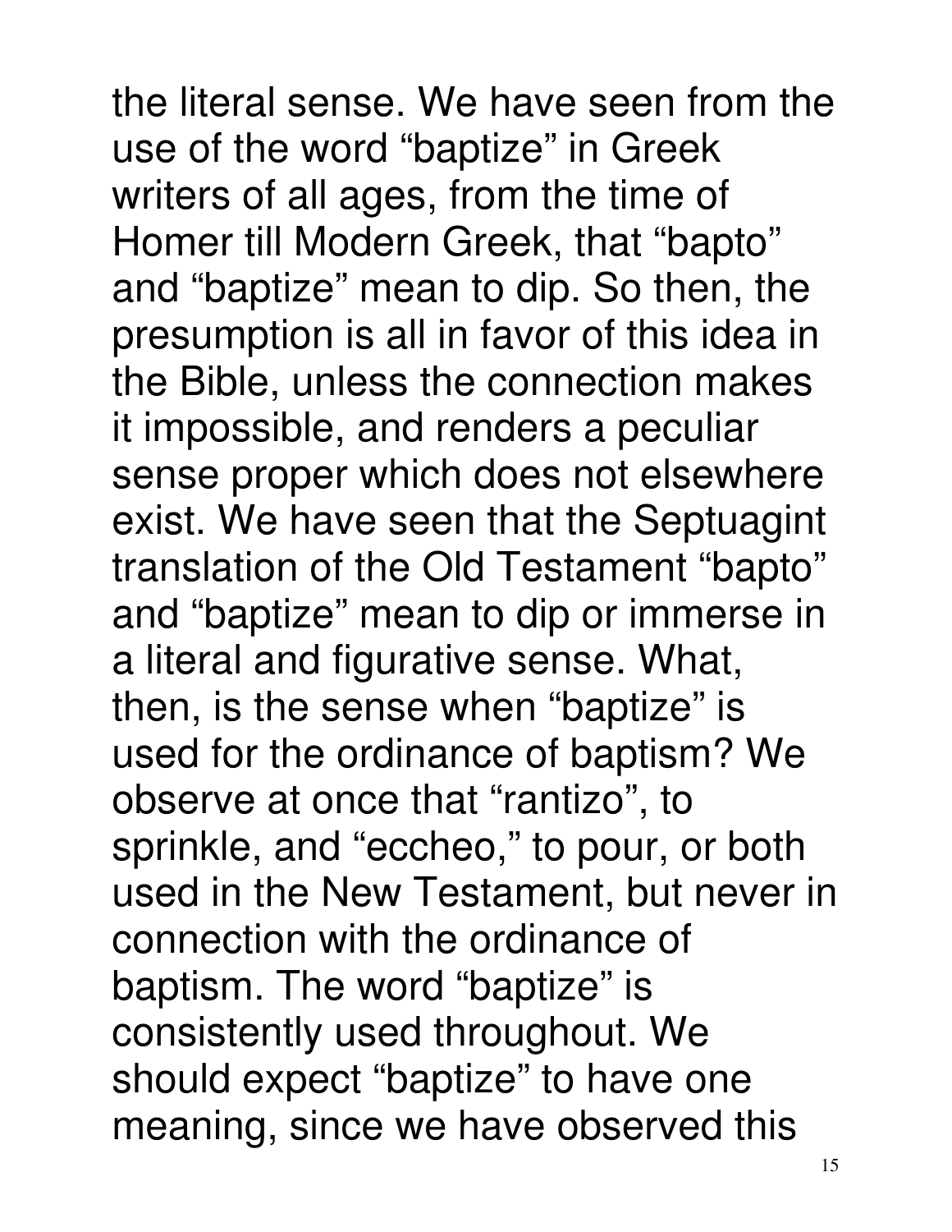the literal sense. We have seen from the use of the word “baptize” in Greek writers of all ages, from the time of Homer till Modern Greek, that “bapto” and “baptize” mean to dip. So then, the presumption is all in favor of this idea in the Bible, unless the connection makes it impossible, and renders a peculiar sense proper which does not elsewhere exist. We have seen that the Septuagint translation of the Old Testament “bapto” and “baptize” mean to dip or immerse in a literal and figurative sense. What, then, is the sense when “baptize” is used for the ordinance of baptism? We observe at once that “rantizo”, to sprinkle, and “eccheo,” to pour, or both used in the New Testament, but never in connection with the ordinance of baptism. The word “baptize” is consistently used throughout. We should expect “baptize” to have one meaning, since we have observed this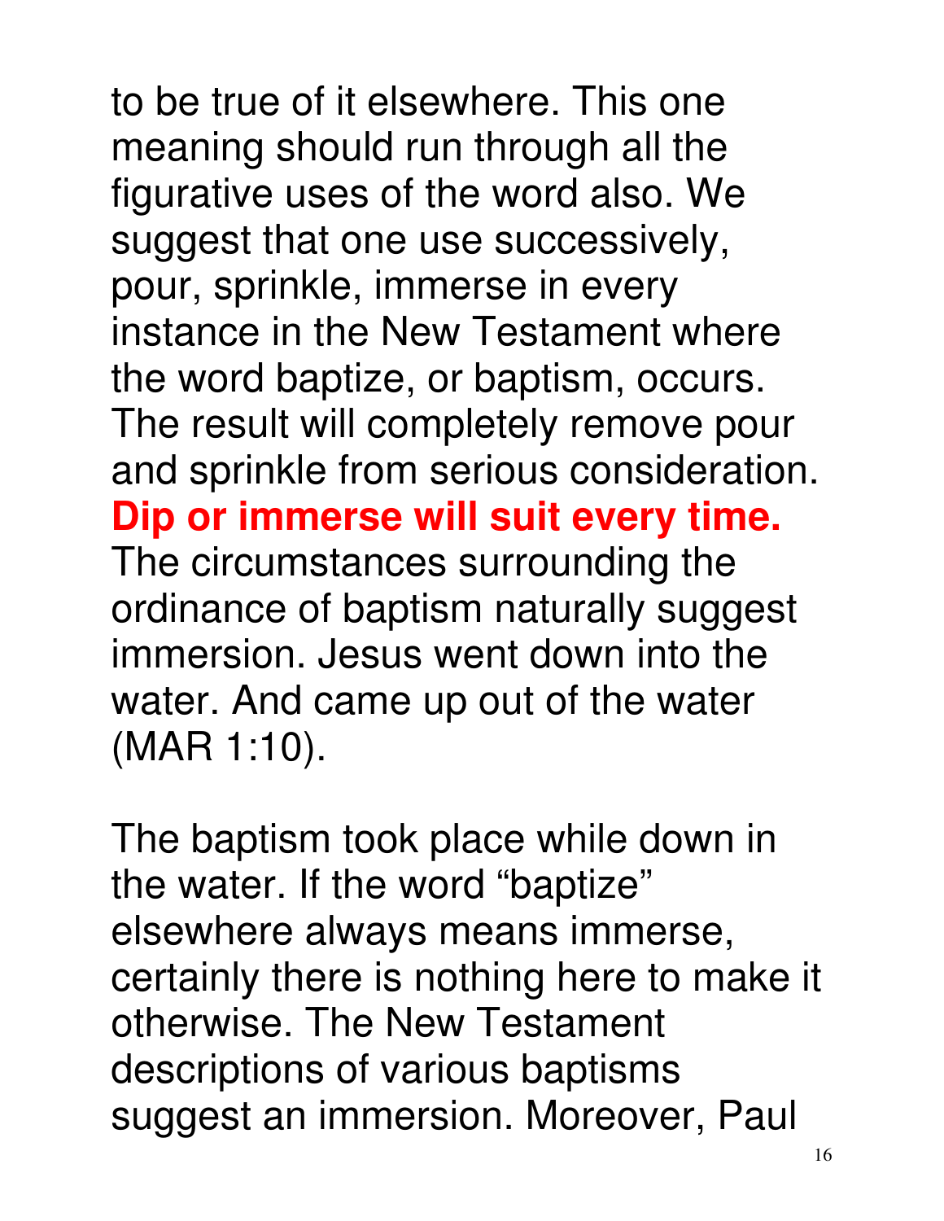to be true of it elsewhere. This one meaning should run through all the figurative uses of the word also. We suggest that one use successively, pour, sprinkle, immerse in every instance in the New Testament where the word baptize, or baptism, occurs. The result will completely remove pour and sprinkle from serious consideration. **Dip or immerse will suit every time.** The circumstances surrounding the ordinance of baptism naturally suggest immersion. Jesus went down into the water. And came up out of the water (MAR 1:10).

The baptism took place while down in the water. If the word "baptize" elsewhere always means immerse, certainly there is nothing here to make it otherwise. The New Testament descriptions of various baptisms suggest an immersion. Moreover, Paul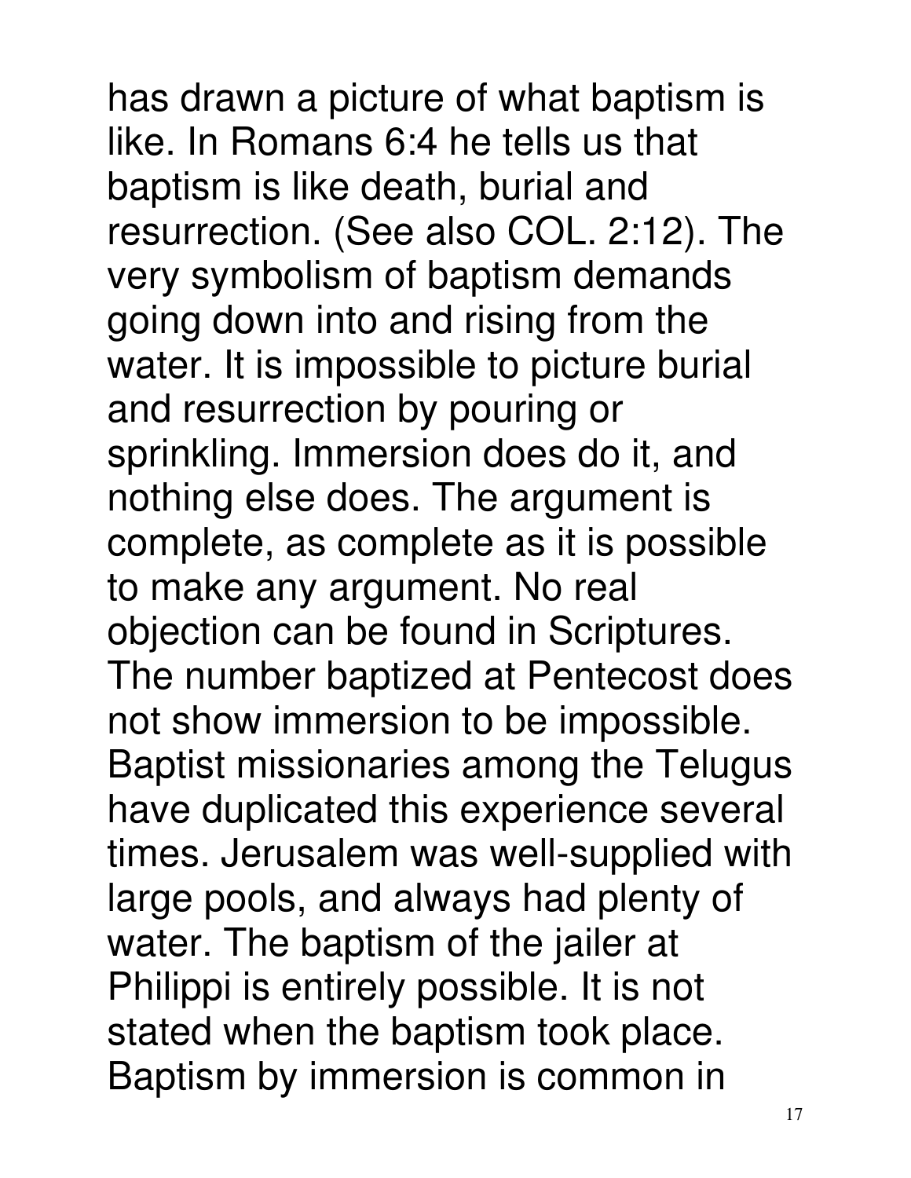has drawn a picture of what baptism is like. In Romans 6:4 he tells us that baptism is like death, burial and resurrection. (See also COL. 2:12). The very symbolism of baptism demands going down into and rising from the water. It is impossible to picture burial and resurrection by pouring or sprinkling. Immersion does do it, and nothing else does. The argument is complete, as complete as it is possible to make any argument. No real objection can be found in Scriptures. The number baptized at Pentecost does not show immersion to be impossible. Baptist missionaries among the Telugus have duplicated this experience several times. Jerusalem was well-supplied with large pools, and always had plenty of water. The baptism of the jailer at Philippi is entirely possible. It is not stated when the baptism took place. Baptism by immersion is common in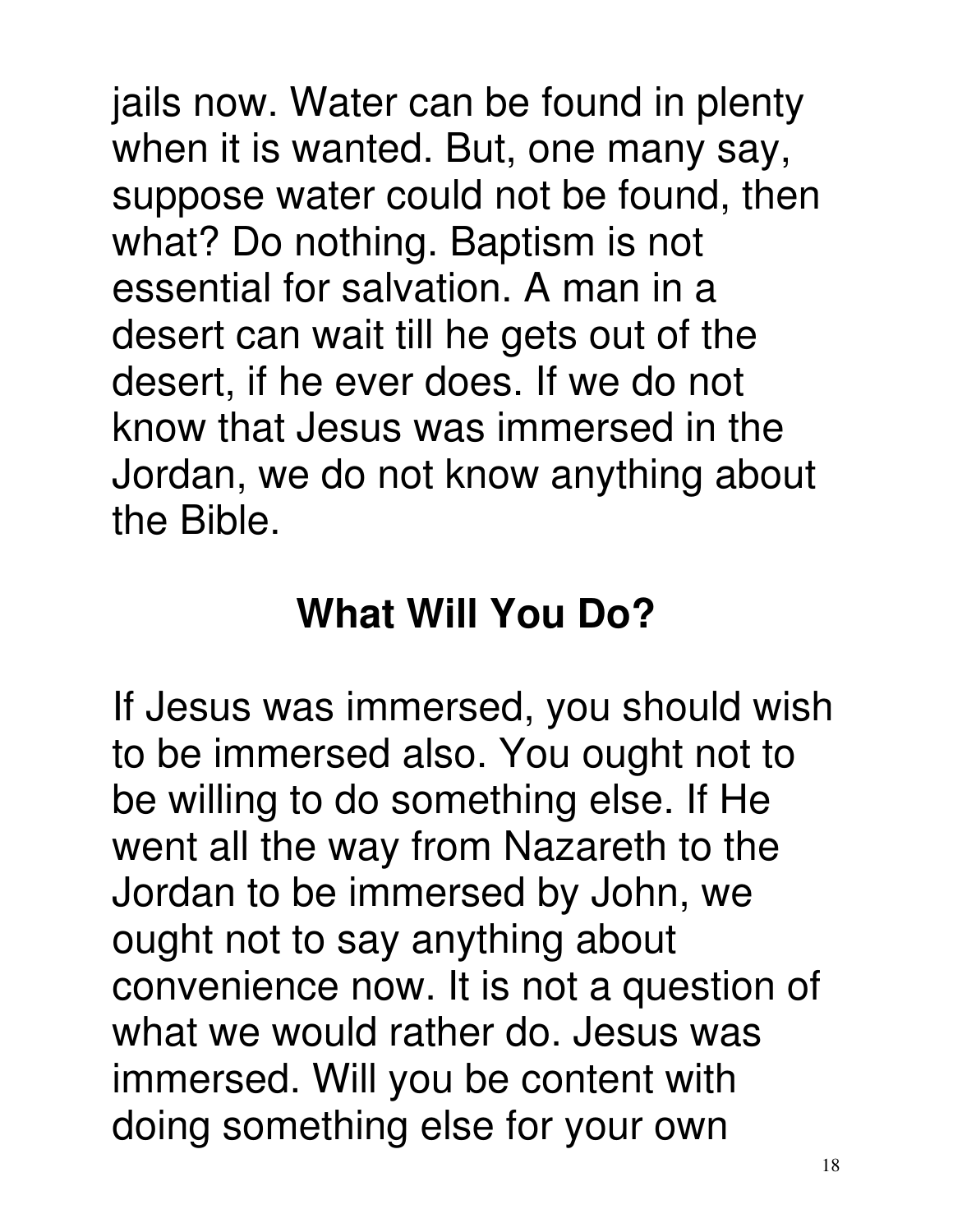jails now. Water can be found in plenty when it is wanted. But, one many say, suppose water could not be found, then what? Do nothing. Baptism is not essential for salvation. A man in a desert can wait till he gets out of the desert, if he ever does. If we do not know that Jesus was immersed in the Jordan, we do not know anything about the Bible.

## What Will You Do?

If Jesus was immersed, you should wish to be immersed also. You ought not to be willing to do something else. If He went all the way from Nazareth to the Jordan to be immersed by John, we ought not to say anything about convenience now. It is not a question of what we would rather do. Jesus was immersed. Will you be content with doing something else for your own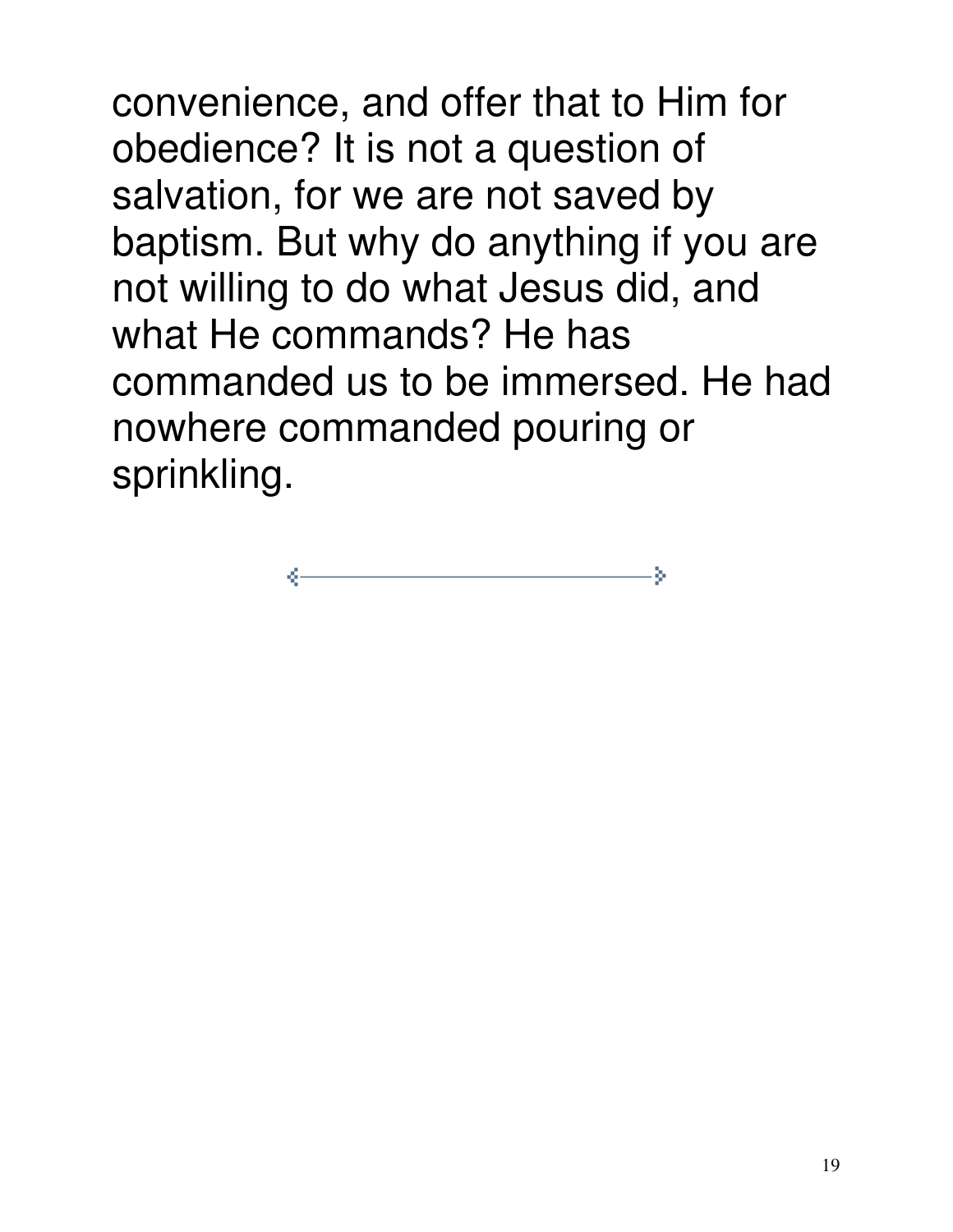convenience, and offer that to Him for obedience? It is not a question of salvation, for we are not saved by baptism. But why do anything if you are not willing to do what Jesus did, and what He commands? He has commanded us to be immersed. He had nowhere commanded pouring or sprinkling.